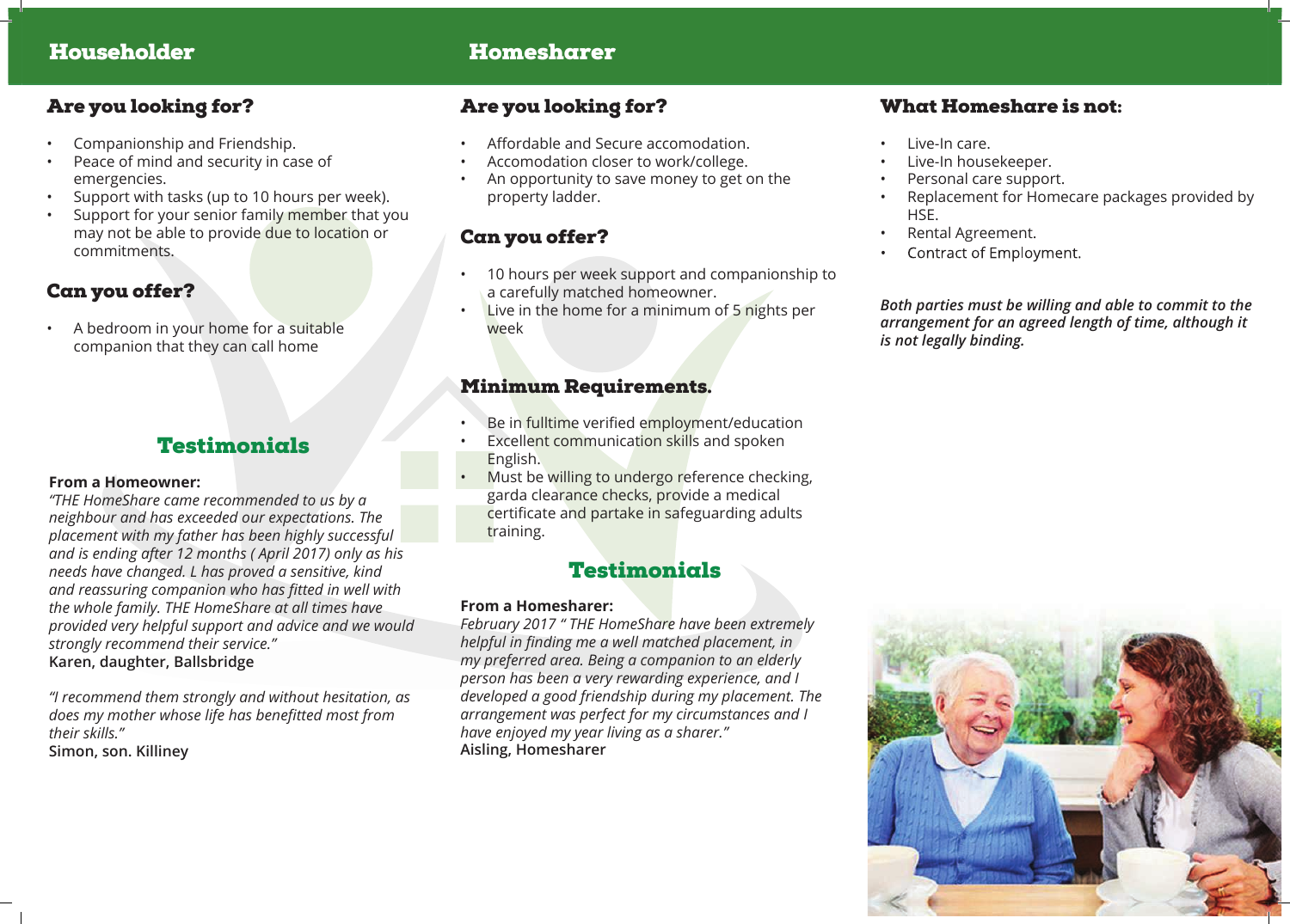# Householder

## Are you looking for?

- Companionship and Friendship.
- Peace of mind and security in case of emergencies.
- Support with tasks (up to 10 hours per week).
- Support for your senior family member that you may not be able to provide due to location or commitments.

## Can you offer?

- A bedroom in your home for a suitable companion that they can call home

## Testimonials

**From a Homeowner:**

*"THE HomeShare came recommended to us by a neighbour and has exceeded our expectations. The placement with my father has been highly successful and is ending after 12 months ( April 2017) only as his needs have changed. L has proved a sensitive, kind and reassuring companion who has fitted in well with the whole family. THE HomeShare at all times have provided very helpful support and advice and we would strongly recommend their service."*
**Karen, daughter, Ballsbridge**

*"I recommend them strongly and without hesitation, as does my mother whose life has benefitted most from their skills."*
**Simon, son. Killiney**

# Homesharer

## Are you looking for?

- Affordable and Secure accomodation.
- Accomodation closer to work/college.
- An opportunity to save money to get on the property ladder.

## Can you offer?

- 10 hours per week support and companionship to a carefully matched homeowner.
- Live in the home for a minimum of 5 nights per week

## Minimum Requirements.

- Be in fulltime verified employment/education
- Excellent communication skills and spoken English.
- Must be willing to undergo reference checking, garda clearance checks, provide a medical certificate and partake in safeguarding adults training.

## Testimonials

**From a Homesharer:**

*February 2017 " THE HomeShare have been extremely helpful in finding me a well matched placement, in my preferred area. Being a companion to an elderly person has been a very rewarding experience, and I developed a good friendship during my placement. The arrangement was perfect for my circumstances and I have enjoyed my year living as a sharer."*
**Aisling, Homesharer**

## What Homeshare is not:

- Live-In care.
- Live-In housekeeper.
- Personal care support.
- Replacement for Homecare packages provided by HSE.
- Rental Agreement.
- Contract of Employment.

***Both parties must be willing and able to commit to the arrangement for an agreed length of time, although it is not legally binding.***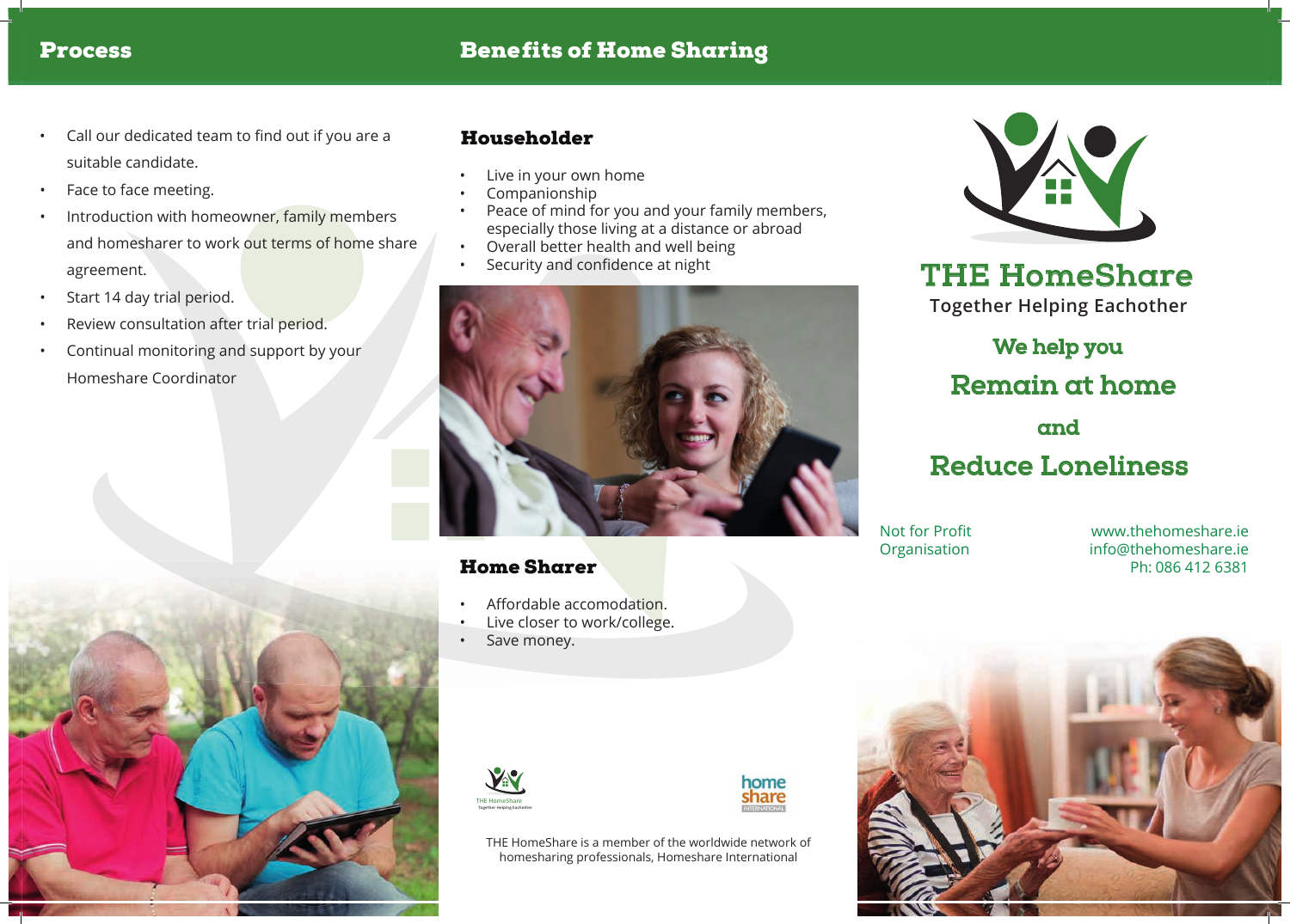## Process

- Call our dedicated team to find out if you are a suitable candidate.
- Face to face meeting.
- Introduction with homeowner, family members and homesharer to work out terms of home share agreement.
- Start 14 day trial period.
- Review consultation after trial period.
- Continual monitoring and support by your Homeshare Coordinator

## Benefits of Home Sharing

### Householder

- Live in your own home
- Companionship
- Peace of mind for you and your family members, especially those living at a distance or abroad
- Overall better health and well being
- Security and confidence at night

### Home Sharer

- Affordable accomodation.
- Live closer to work/college.
- Save money.

THE HomeShare is a member of the worldwide network of homesharing professionals, Homeshare International

# THE HomeShare

**Together Helping Eachother**

## We help you

## Remain at home

## and

## Reduce Loneliness

Not for Profit Organisation

www.thehomeshare.ie
info@thehomeshare.ie
Ph: 086 412 6381